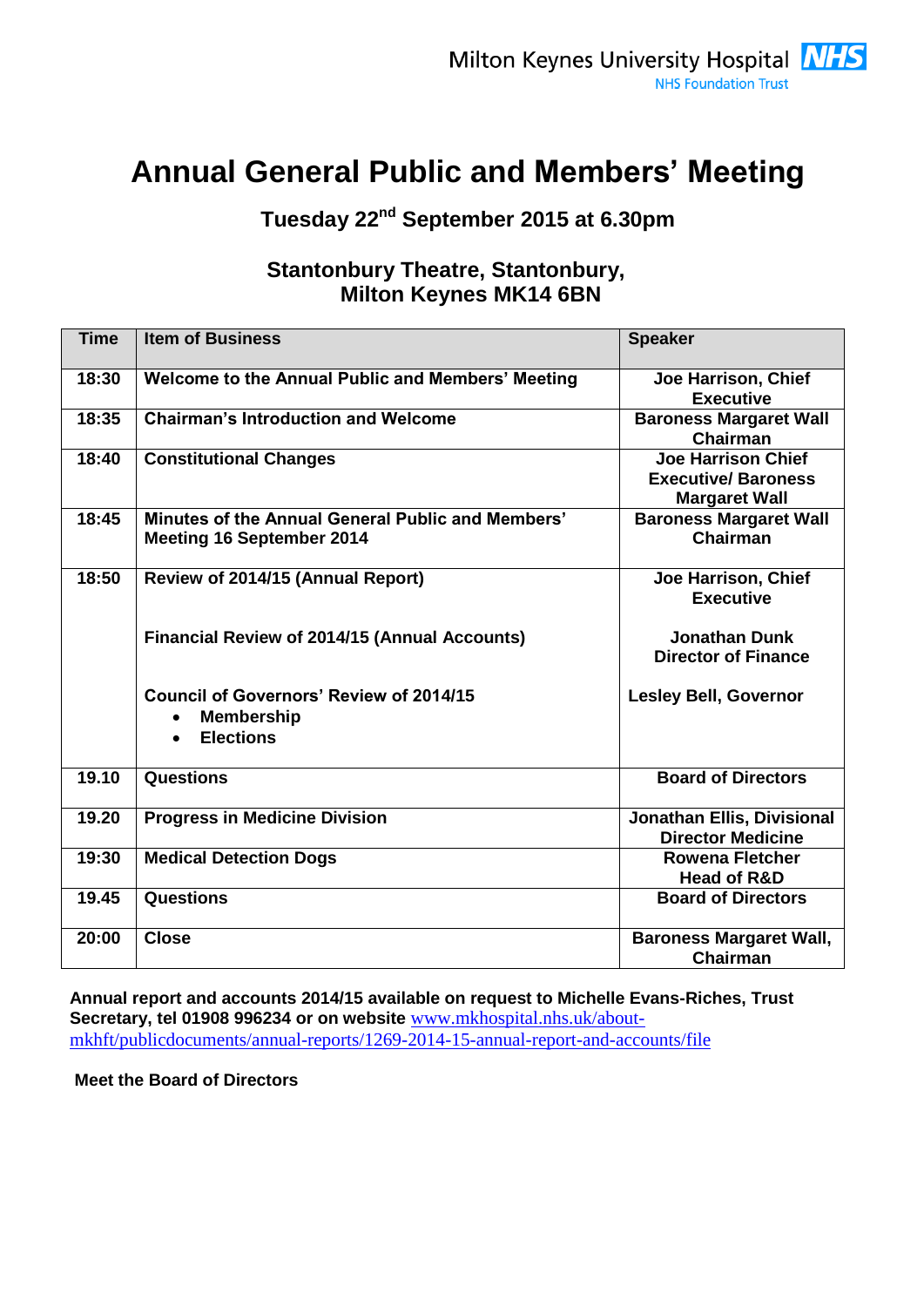Milton Keynes University Hospital NHS Foundation Trust

# Annual General Public and Members' Meeting

## Tuesday 22nd September 2015 at 6.30pm

## Stantonbury Theatre, Stantonbury, Milton Keynes MK14 6BN

| Time | Item of Business | Speaker |
|---|---|---|
| 18:30 | Welcome to the Annual Public and Members' Meeting | Joe Harrison, Chief Executive |
| 18:35 | Chairman's Introduction and Welcome | Baroness Margaret Wall Chairman |
| 18:40 | Constitutional Changes | Joe Harrison Chief Executive/ Baroness Margaret Wall |
| 18:45 | Minutes of the Annual General Public and Members' Meeting 16 September 2014 | Baroness Margaret Wall Chairman |
| 18:50 | Review of 2014/15 (Annual Report)<br><br>Financial Review of 2014/15 (Annual Accounts)<br><br>Council of Governors' Review of 2014/15<br>• Membership<br>• Elections | Joe Harrison, Chief Executive<br><br>Jonathan Dunk Director of Finance<br><br>Lesley Bell, Governor |
| 19.10 | Questions | Board of Directors |
| 19.20 | Progress in Medicine Division | Jonathan Ellis, Divisional Director Medicine |
| 19:30 | Medical Detection Dogs | Rowena Fletcher Head of R&D |
| 19.45 | Questions | Board of Directors |
| 20:00 | Close | Baroness Margaret Wall, Chairman |

**Annual report and accounts 2014/15 available on request to Michelle Evans-Riches, Trust Secretary, tel 01908 996234 or on website** www.mkhospital.nhs.uk/about-mkhft/publicdocuments/annual-reports/1269-2014-15-annual-report-and-accounts/file

**Meet the Board of Directors**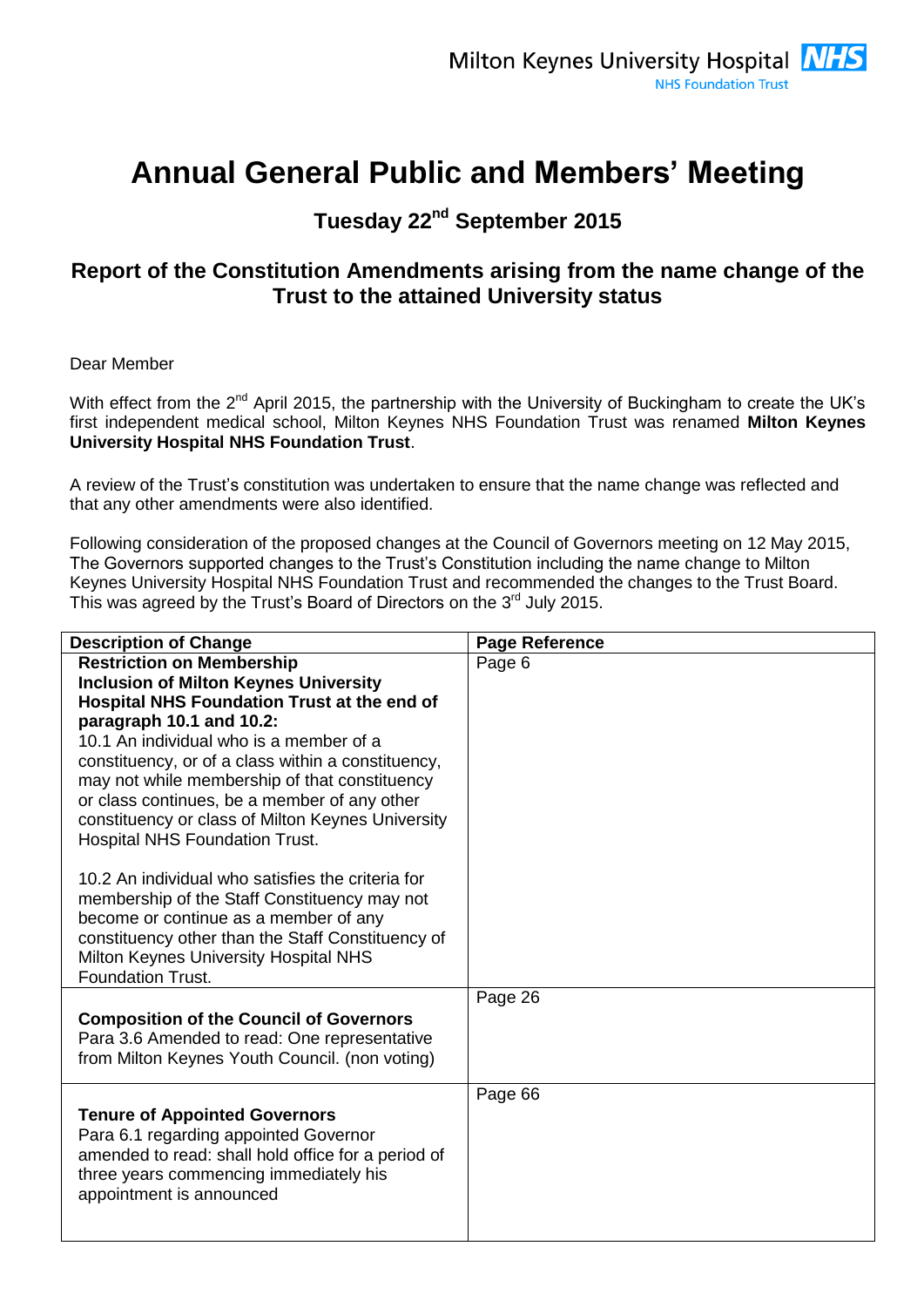# Annual General Public and Members' Meeting

## Tuesday 22nd September 2015

### Report of the Constitution Amendments arising from the name change of the Trust to the attained University status

Dear Member

With effect from the 2nd April 2015, the partnership with the University of Buckingham to create the UK's first independent medical school, Milton Keynes NHS Foundation Trust was renamed **Milton Keynes University Hospital NHS Foundation Trust**.

A review of the Trust's constitution was undertaken to ensure that the name change was reflected and that any other amendments were also identified.

Following consideration of the proposed changes at the Council of Governors meeting on 12 May 2015, The Governors supported changes to the Trust's Constitution including the name change to Milton Keynes University Hospital NHS Foundation Trust and recommended the changes to the Trust Board. This was agreed by the Trust's Board of Directors on the 3rd July 2015.

| Description of Change | Page Reference |
|---|---|
| **Restriction on Membership**<br>**Inclusion of Milton Keynes University Hospital NHS Foundation Trust at the end of paragraph 10.1 and 10.2:**<br>10.1 An individual who is a member of a constituency, or of a class within a constituency, may not while membership of that constituency or class continues, be a member of any other constituency or class of Milton Keynes University Hospital NHS Foundation Trust.<br><br>10.2 An individual who satisfies the criteria for membership of the Staff Constituency may not become or continue as a member of any constituency other than the Staff Constituency of Milton Keynes University Hospital NHS Foundation Trust. | Page 6 |
| **Composition of the Council of Governors**<br>Para 3.6 Amended to read: One representative from Milton Keynes Youth Council. (non voting) | Page 26 |
| **Tenure of Appointed Governors**<br>Para 6.1 regarding appointed Governor amended to read: shall hold office for a period of three years commencing immediately his appointment is announced | Page 66 |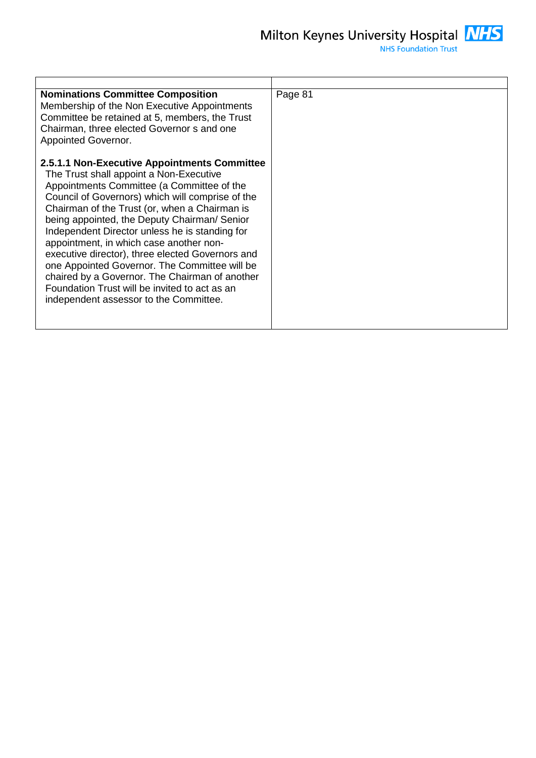| | |
|---|---|
| **Nominations Committee Composition**<br>Membership of the Non Executive Appointments Committee be retained at 5, members, the Trust Chairman, three elected Governor s and one Appointed Governor.<br><br>**2.5.1.1 Non-Executive Appointments Committee**<br>The Trust shall appoint a Non-Executive Appointments Committee (a Committee of the Council of Governors) which will comprise of the Chairman of the Trust (or, when a Chairman is being appointed, the Deputy Chairman/ Senior Independent Director unless he is standing for appointment, in which case another non-executive director), three elected Governors and one Appointed Governor. The Committee will be chaired by a Governor. The Chairman of another Foundation Trust will be invited to act as an independent assessor to the Committee. | Page 81 |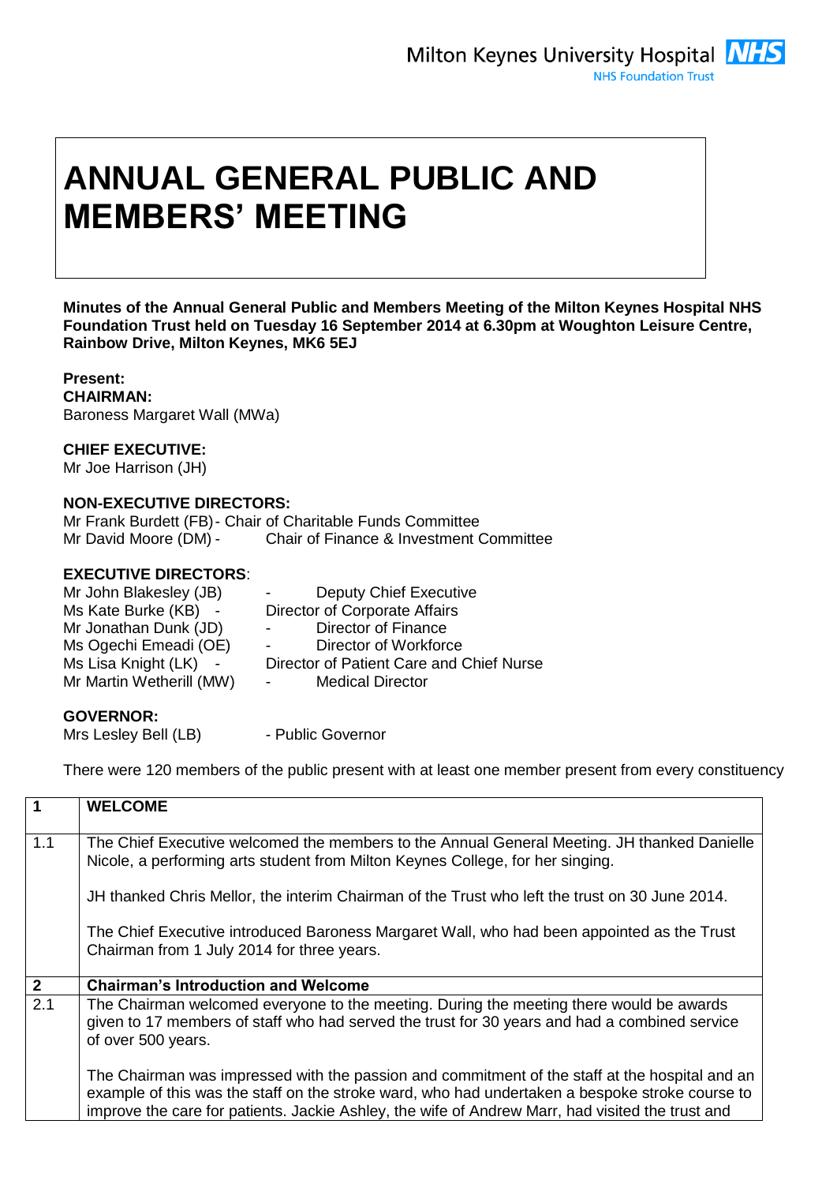# ANNUAL GENERAL PUBLIC AND MEMBERS' MEETING

**Minutes of the Annual General Public and Members Meeting of the Milton Keynes Hospital NHS Foundation Trust held on Tuesday 16 September 2014 at 6.30pm at Woughton Leisure Centre, Rainbow Drive, Milton Keynes, MK6 5EJ**

**Present:**
**CHAIRMAN:**
Baroness Margaret Wall (MWa)

**CHIEF EXECUTIVE:**
Mr Joe Harrison (JH)

**NON-EXECUTIVE DIRECTORS:**
Mr Frank Burdett (FB) - Chair of Charitable Funds Committee
Mr David Moore (DM) - Chair of Finance & Investment Committee

**EXECUTIVE DIRECTORS**:
Mr John Blakesley (JB) - Deputy Chief Executive
Ms Kate Burke (KB) - Director of Corporate Affairs
Mr Jonathan Dunk (JD) - Director of Finance
Ms Ogechi Emeadi (OE) - Director of Workforce
Ms Lisa Knight (LK) - Director of Patient Care and Chief Nurse
Mr Martin Wetherill (MW) - Medical Director

**GOVERNOR:**
Mrs Lesley Bell (LB) - Public Governor

There were 120 members of the public present with at least one member present from every constituency

| 1 | WELCOME |
|---|---|
| 1.1 | The Chief Executive welcomed the members to the Annual General Meeting. JH thanked Danielle Nicole, a performing arts student from Milton Keynes College, for her singing.<br><br>JH thanked Chris Mellor, the interim Chairman of the Trust who left the trust on 30 June 2014.<br><br>The Chief Executive introduced Baroness Margaret Wall, who had been appointed as the Trust Chairman from 1 July 2014 for three years. |
| **2** | **Chairman's Introduction and Welcome** |
| 2.1 | The Chairman welcomed everyone to the meeting. During the meeting there would be awards given to 17 members of staff who had served the trust for 30 years and had a combined service of over 500 years.<br><br>The Chairman was impressed with the passion and commitment of the staff at the hospital and an example of this was the staff on the stroke ward, who had undertaken a bespoke stroke course to improve the care for patients. Jackie Ashley, the wife of Andrew Marr, had visited the trust and |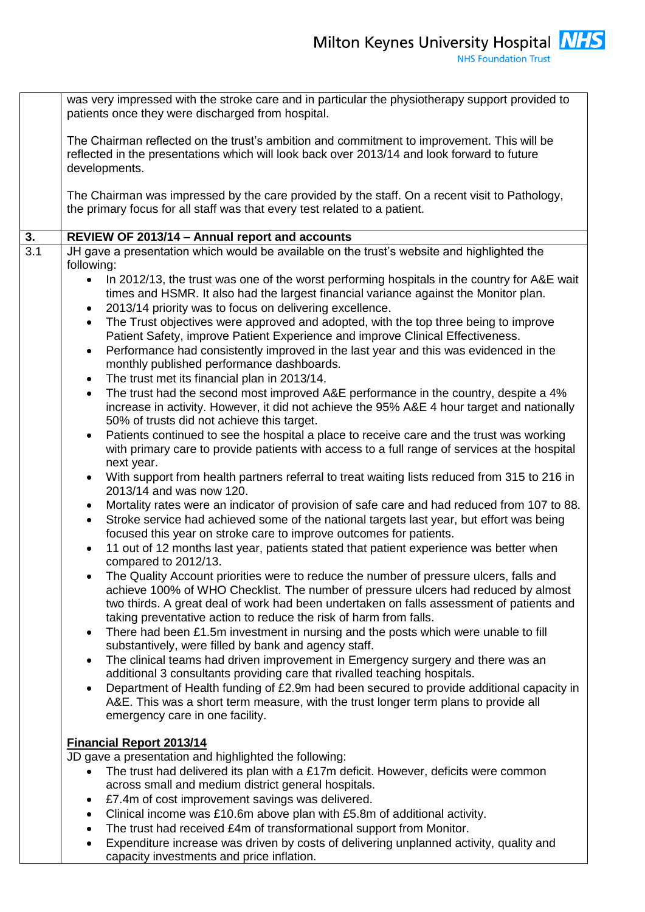was very impressed with the stroke care and in particular the physiotherapy support provided to patients once they were discharged from hospital.

The Chairman reflected on the trust's ambition and commitment to improvement. This will be reflected in the presentations which will look back over 2013/14 and look forward to future developments.

The Chairman was impressed by the care provided by the staff. On a recent visit to Pathology, the primary focus for all staff was that every test related to a patient.

**3. REVIEW OF 2013/14 – Annual report and accounts**

3.1 JH gave a presentation which would be available on the trust's website and highlighted the following:

- In 2012/13, the trust was one of the worst performing hospitals in the country for A&E wait times and HSMR. It also had the largest financial variance against the Monitor plan.
- 2013/14 priority was to focus on delivering excellence.
- The Trust objectives were approved and adopted, with the top three being to improve Patient Safety, improve Patient Experience and improve Clinical Effectiveness.
- Performance had consistently improved in the last year and this was evidenced in the monthly published performance dashboards.
- The trust met its financial plan in 2013/14.
- The trust had the second most improved A&E performance in the country, despite a 4% increase in activity. However, it did not achieve the 95% A&E 4 hour target and nationally 50% of trusts did not achieve this target.
- Patients continued to see the hospital a place to receive care and the trust was working with primary care to provide patients with access to a full range of services at the hospital next year.
- With support from health partners referral to treat waiting lists reduced from 315 to 216 in 2013/14 and was now 120.
- Mortality rates were an indicator of provision of safe care and had reduced from 107 to 88.
- Stroke service had achieved some of the national targets last year, but effort was being focused this year on stroke care to improve outcomes for patients.
- 11 out of 12 months last year, patients stated that patient experience was better when compared to 2012/13.
- The Quality Account priorities were to reduce the number of pressure ulcers, falls and achieve 100% of WHO Checklist. The number of pressure ulcers had reduced by almost two thirds. A great deal of work had been undertaken on falls assessment of patients and taking preventative action to reduce the risk of harm from falls.
- There had been £1.5m investment in nursing and the posts which were unable to fill substantively, were filled by bank and agency staff.
- The clinical teams had driven improvement in Emergency surgery and there was an additional 3 consultants providing care that rivalled teaching hospitals.
- Department of Health funding of £2.9m had been secured to provide additional capacity in A&E. This was a short term measure, with the trust longer term plans to provide all emergency care in one facility.

**Financial Report 2013/14**

JD gave a presentation and highlighted the following:

- The trust had delivered its plan with a £17m deficit. However, deficits were common across small and medium district general hospitals.
- £7.4m of cost improvement savings was delivered.
- Clinical income was £10.6m above plan with £5.8m of additional activity.
- The trust had received £4m of transformational support from Monitor.
- Expenditure increase was driven by costs of delivering unplanned activity, quality and capacity investments and price inflation.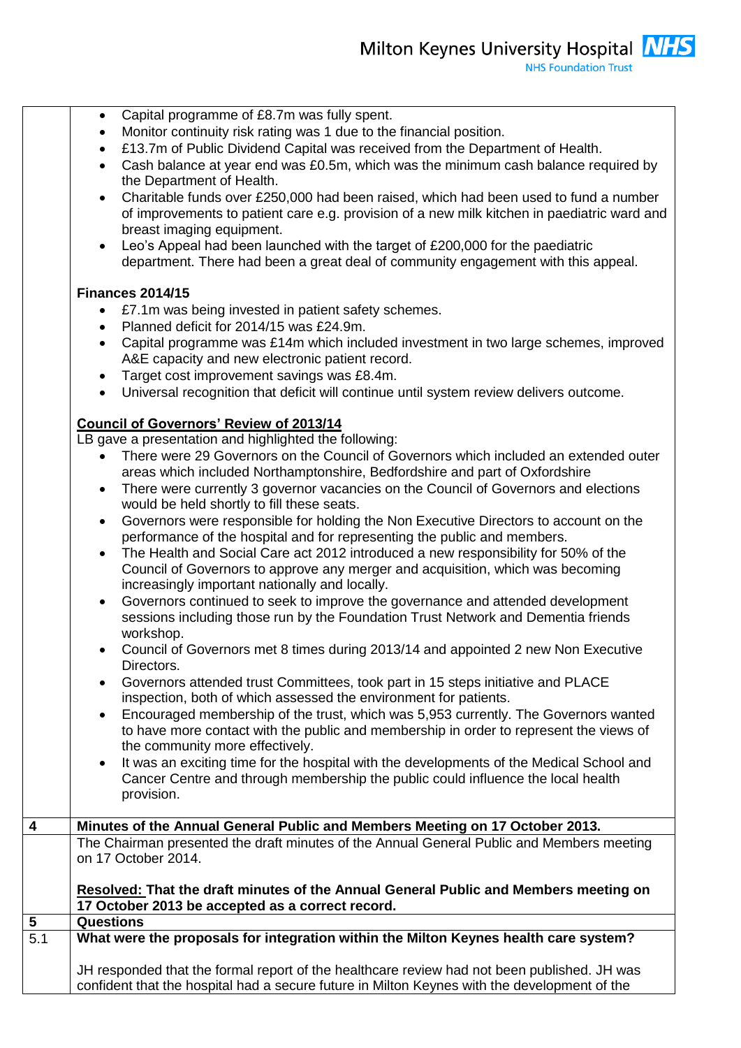| | |
|---|---|
| | - Capital programme of £8.7m was fully spent.<br>- Monitor continuity risk rating was 1 due to the financial position.<br>- £13.7m of Public Dividend Capital was received from the Department of Health.<br>- Cash balance at year end was £0.5m, which was the minimum cash balance required by the Department of Health.<br>- Charitable funds over £250,000 had been raised, which had been used to fund a number of improvements to patient care e.g. provision of a new milk kitchen in paediatric ward and breast imaging equipment.<br>- Leo's Appeal had been launched with the target of £200,000 for the paediatric department. There had been a great deal of community engagement with this appeal.<br><br>**Finances 2014/15**<br>- £7.1m was being invested in patient safety schemes.<br>- Planned deficit for 2014/15 was £24.9m.<br>- Capital programme was £14m which included investment in two large schemes, improved A&E capacity and new electronic patient record.<br>- Target cost improvement savings was £8.4m.<br>- Universal recognition that deficit will continue until system review delivers outcome.<br><br>**Council of Governors' Review of 2013/14**<br>LB gave a presentation and highlighted the following:<br>- There were 29 Governors on the Council of Governors which included an extended outer areas which included Northamptonshire, Bedfordshire and part of Oxfordshire<br>- There were currently 3 governor vacancies on the Council of Governors and elections would be held shortly to fill these seats.<br>- Governors were responsible for holding the Non Executive Directors to account on the performance of the hospital and for representing the public and members.<br>- The Health and Social Care act 2012 introduced a new responsibility for 50% of the Council of Governors to approve any merger and acquisition, which was becoming increasingly important nationally and locally.<br>- Governors continued to seek to improve the governance and attended development sessions including those run by the Foundation Trust Network and Dementia friends workshop.<br>- Council of Governors met 8 times during 2013/14 and appointed 2 new Non Executive Directors.<br>- Governors attended trust Committees, took part in 15 steps initiative and PLACE inspection, both of which assessed the environment for patients.<br>- Encouraged membership of the trust, which was 5,953 currently. The Governors wanted to have more contact with the public and membership in order to represent the views of the community more effectively.<br>- It was an exciting time for the hospital with the developments of the Medical School and Cancer Centre and through membership the public could influence the local health provision. |
| **4** | **Minutes of the Annual General Public and Members Meeting on 17 October 2013.** |
| | The Chairman presented the draft minutes of the Annual General Public and Members meeting on 17 October 2014.<br><br>**Resolved: That the draft minutes of the Annual General Public and Members meeting on 17 October 2013 be accepted as a correct record.** |
| **5** | **Questions** |
| 5.1 | **What were the proposals for integration within the Milton Keynes health care system?**<br><br>JH responded that the formal report of the healthcare review had not been published. JH was confident that the hospital had a secure future in Milton Keynes with the development of the |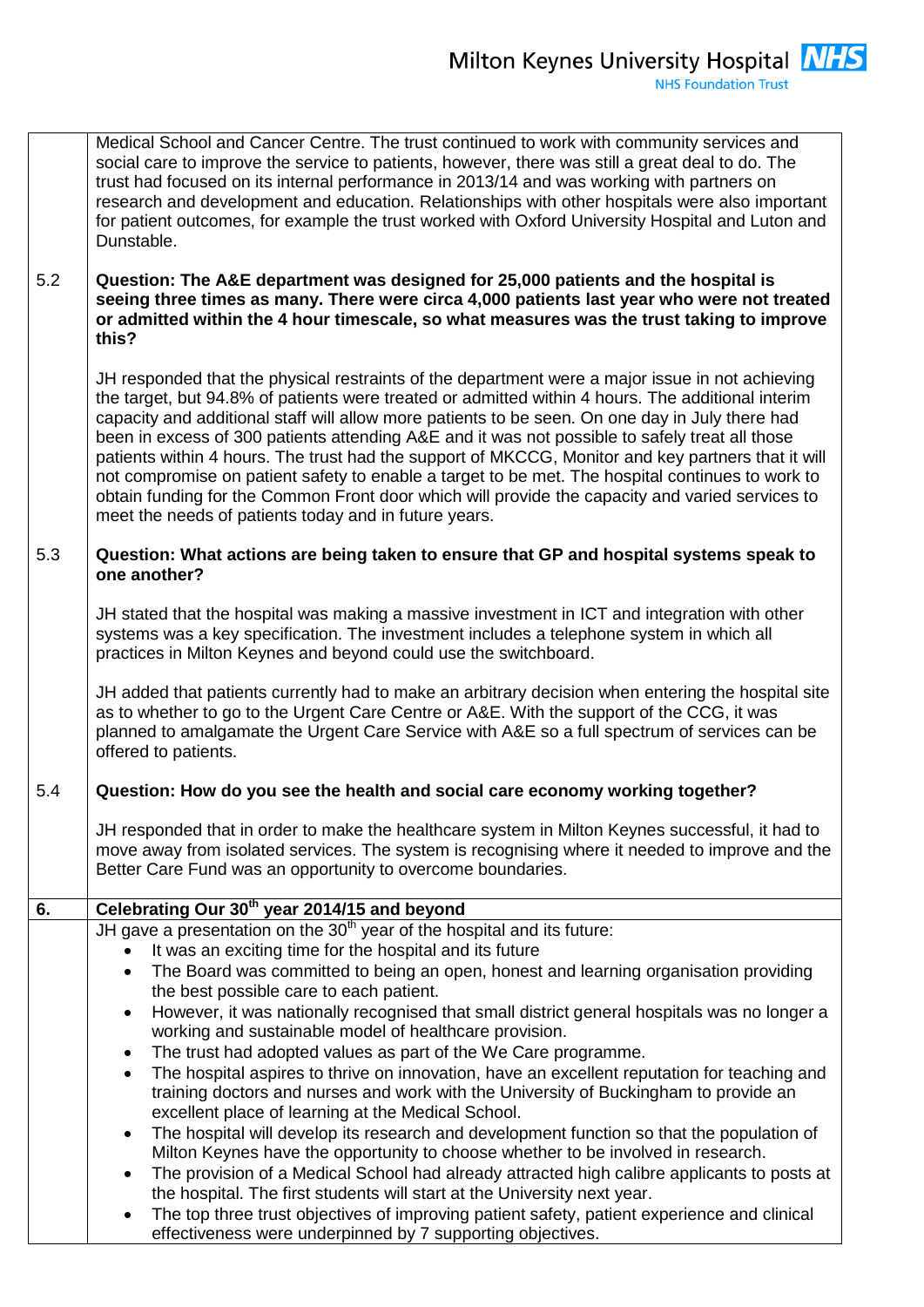Medical School and Cancer Centre. The trust continued to work with community services and social care to improve the service to patients, however, there was still a great deal to do. The trust had focused on its internal performance in 2013/14 and was working with partners on research and development and education. Relationships with other hospitals were also important for patient outcomes, for example the trust worked with Oxford University Hospital and Luton and Dunstable.

**5.2 Question: The A&E department was designed for 25,000 patients and the hospital is seeing three times as many. There were circa 4,000 patients last year who were not treated or admitted within the 4 hour timescale, so what measures was the trust taking to improve this?**

JH responded that the physical restraints of the department were a major issue in not achieving the target, but 94.8% of patients were treated or admitted within 4 hours. The additional interim capacity and additional staff will allow more patients to be seen. On one day in July there had been in excess of 300 patients attending A&E and it was not possible to safely treat all those patients within 4 hours. The trust had the support of MKCCG, Monitor and key partners that it will not compromise on patient safety to enable a target to be met. The hospital continues to work to obtain funding for the Common Front door which will provide the capacity and varied services to meet the needs of patients today and in future years.

**5.3 Question: What actions are being taken to ensure that GP and hospital systems speak to one another?**

JH stated that the hospital was making a massive investment in ICT and integration with other systems was a key specification. The investment includes a telephone system in which all practices in Milton Keynes and beyond could use the switchboard.

JH added that patients currently had to make an arbitrary decision when entering the hospital site as to whether to go to the Urgent Care Centre or A&E. With the support of the CCG, it was planned to amalgamate the Urgent Care Service with A&E so a full spectrum of services can be offered to patients.

**5.4 Question: How do you see the health and social care economy working together?**

JH responded that in order to make the healthcare system in Milton Keynes successful, it had to move away from isolated services. The system is recognising where it needed to improve and the Better Care Fund was an opportunity to overcome boundaries.

## 6. Celebrating Our 30th year 2014/15 and beyond

JH gave a presentation on the 30th year of the hospital and its future:

- It was an exciting time for the hospital and its future
- The Board was committed to being an open, honest and learning organisation providing the best possible care to each patient.
- However, it was nationally recognised that small district general hospitals was no longer a working and sustainable model of healthcare provision.
- The trust had adopted values as part of the We Care programme.
- The hospital aspires to thrive on innovation, have an excellent reputation for teaching and training doctors and nurses and work with the University of Buckingham to provide an excellent place of learning at the Medical School.
- The hospital will develop its research and development function so that the population of Milton Keynes have the opportunity to choose whether to be involved in research.
- The provision of a Medical School had already attracted high calibre applicants to posts at the hospital. The first students will start at the University next year.
- The top three trust objectives of improving patient safety, patient experience and clinical effectiveness were underpinned by 7 supporting objectives.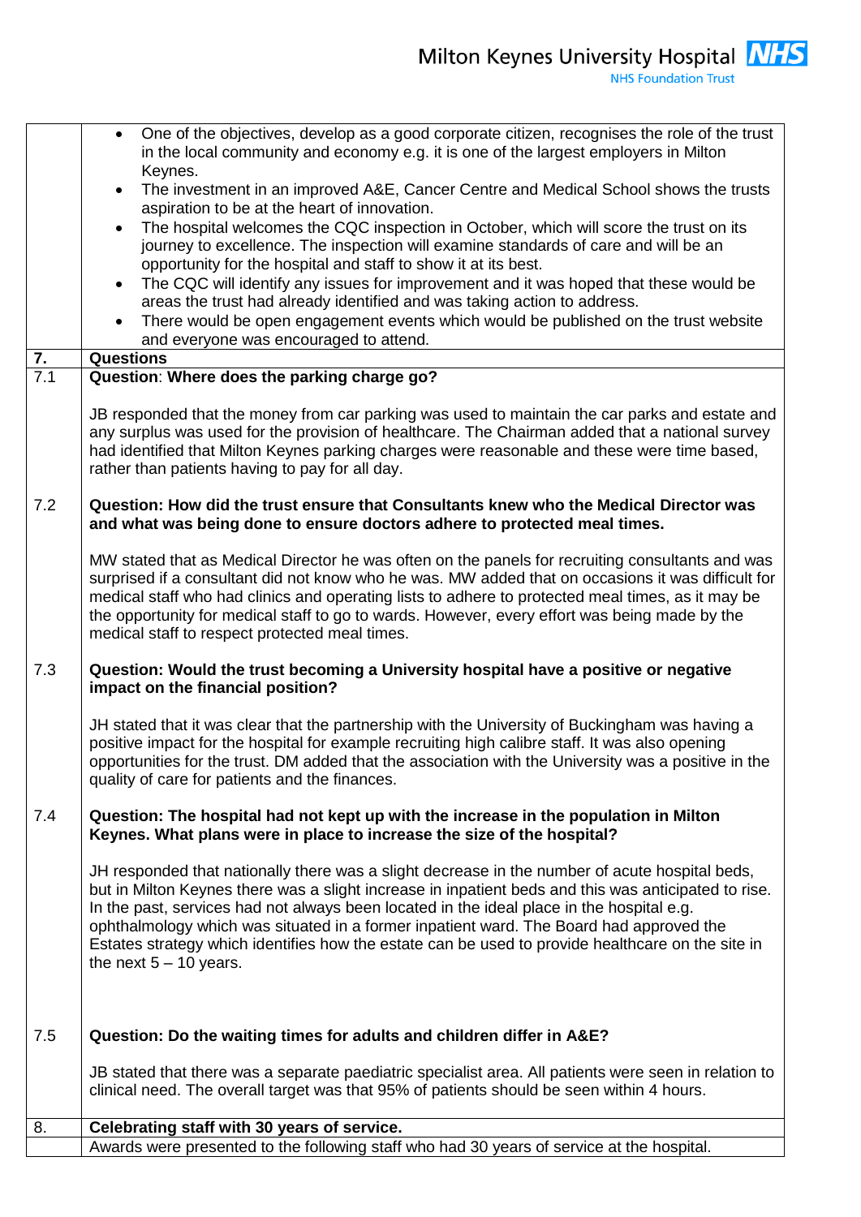| | |
|---|---|
| | • One of the objectives, develop as a good corporate citizen, recognises the role of the trust in the local community and economy e.g. it is one of the largest employers in Milton Keynes.<br>• The investment in an improved A&E, Cancer Centre and Medical School shows the trusts aspiration to be at the heart of innovation.<br>• The hospital welcomes the CQC inspection in October, which will score the trust on its journey to excellence. The inspection will examine standards of care and will be an opportunity for the hospital and staff to show it at its best.<br>• The CQC will identify any issues for improvement and it was hoped that these would be areas the trust had already identified and was taking action to address.<br>• There would be open engagement events which would be published on the trust website and everyone was encouraged to attend. |
| **7.** | **Questions** |
| 7.1 | **Question**: **Where does the parking charge go?**<br><br>JB responded that the money from car parking was used to maintain the car parks and estate and any surplus was used for the provision of healthcare. The Chairman added that a national survey had identified that Milton Keynes parking charges were reasonable and these were time based, rather than patients having to pay for all day. |
| 7.2 | **Question: How did the trust ensure that Consultants knew who the Medical Director was and what was being done to ensure doctors adhere to protected meal times.**<br><br>MW stated that as Medical Director he was often on the panels for recruiting consultants and was surprised if a consultant did not know who he was. MW added that on occasions it was difficult for medical staff who had clinics and operating lists to adhere to protected meal times, as it may be the opportunity for medical staff to go to wards. However, every effort was being made by the medical staff to respect protected meal times. |
| 7.3 | **Question: Would the trust becoming a University hospital have a positive or negative impact on the financial position?**<br><br>JH stated that it was clear that the partnership with the University of Buckingham was having a positive impact for the hospital for example recruiting high calibre staff. It was also opening opportunities for the trust. DM added that the association with the University was a positive in the quality of care for patients and the finances. |
| 7.4 | **Question: The hospital had not kept up with the increase in the population in Milton Keynes. What plans were in place to increase the size of the hospital?**<br><br>JH responded that nationally there was a slight decrease in the number of acute hospital beds, but in Milton Keynes there was a slight increase in inpatient beds and this was anticipated to rise. In the past, services had not always been located in the ideal place in the hospital e.g. ophthalmology which was situated in a former inpatient ward. The Board had approved the Estates strategy which identifies how the estate can be used to provide healthcare on the site in the next 5 – 10 years. |
| 7.5 | **Question: Do the waiting times for adults and children differ in A&E?**<br><br>JB stated that there was a separate paediatric specialist area. All patients were seen in relation to clinical need. The overall target was that 95% of patients should be seen within 4 hours. |
| 8. | **Celebrating staff with 30 years of service.** |
| | Awards were presented to the following staff who had 30 years of service at the hospital. |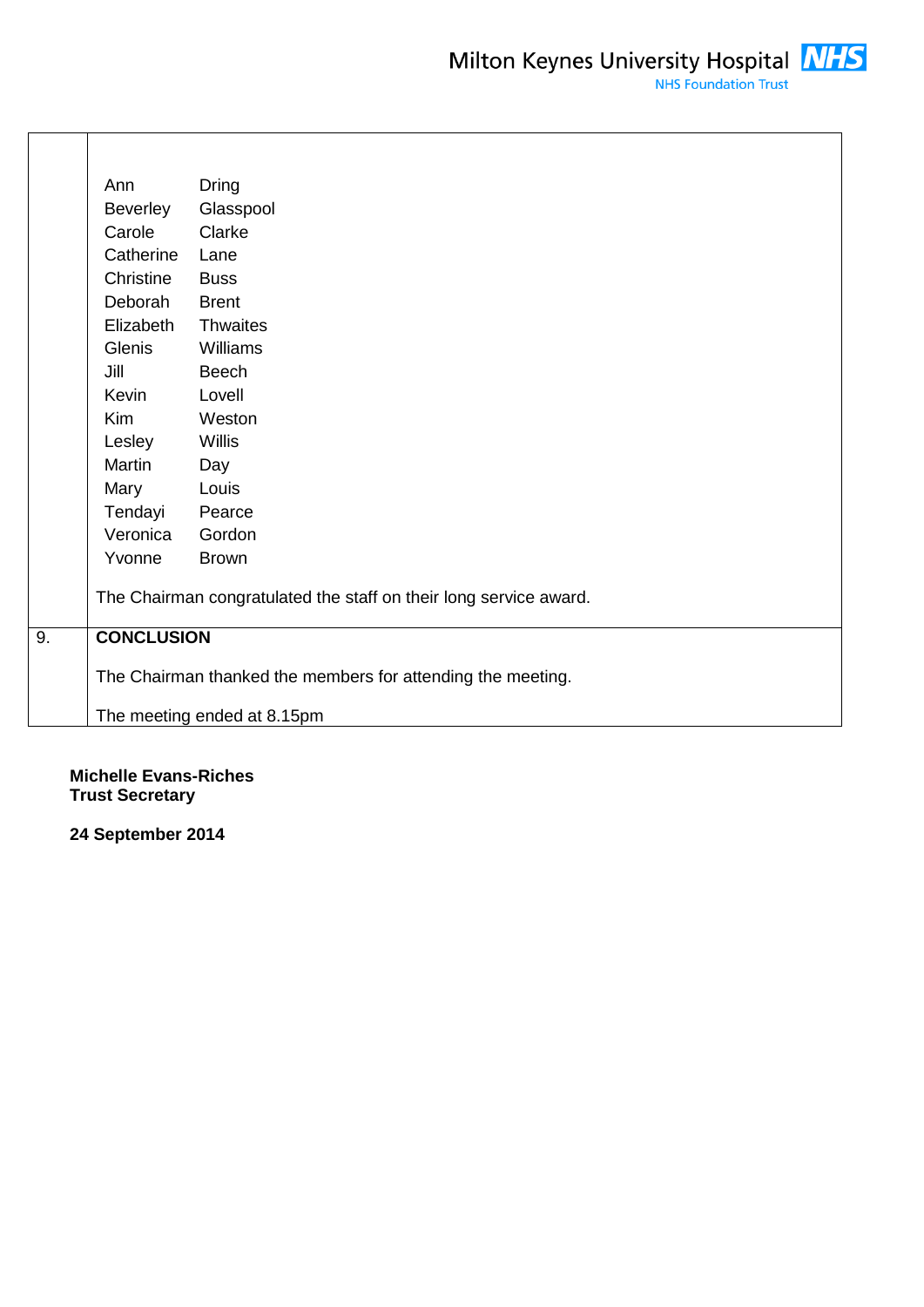| | |
|---|---|
| | Ann Dring<br>Beverley Glasspool<br>Carole Clarke<br>Catherine Lane<br>Christine Buss<br>Deborah Brent<br>Elizabeth Thwaites<br>Glenis Williams<br>Jill Beech<br>Kevin Lovell<br>Kim Weston<br>Lesley Willis<br>Martin Day<br>Mary Louis<br>Tendayi Pearce<br>Veronica Gordon<br>Yvonne Brown<br><br>The Chairman congratulated the staff on their long service award. |
| 9. | **CONCLUSION**<br><br>The Chairman thanked the members for attending the meeting.<br><br>The meeting ended at 8.15pm |

**Michelle Evans-Riches**
**Trust Secretary**

**24 September 2014**